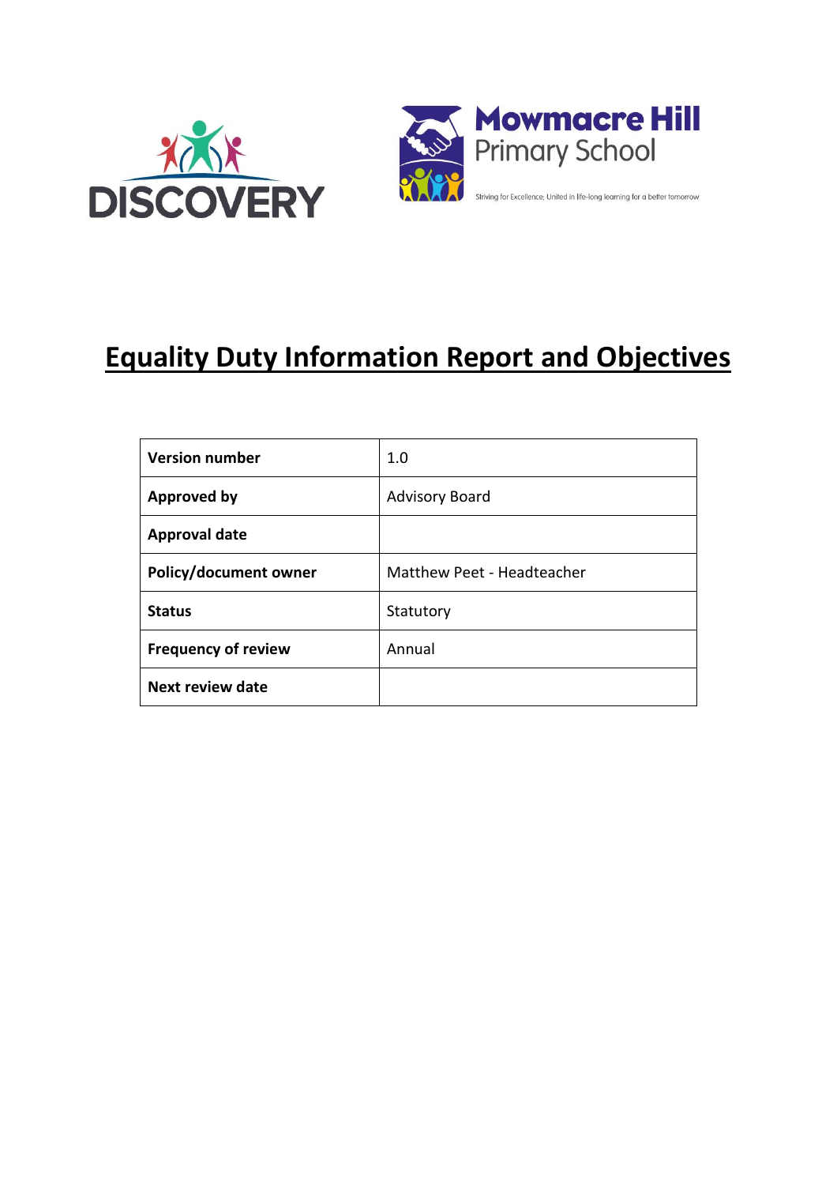DISCOVERY

**Mowmacre Hill** Primary School

Striving for Excellence; United in life-long learning for a better tomorrow

# Equality Duty Information Report and Objectives

| | |
|---|---|
| **Version number** | 1.0 |
| **Approved by** | Advisory Board |
| **Approval date** | |
| **Policy/document owner** | Matthew Peet - Headteacher |
| **Status** | Statutory |
| **Frequency of review** | Annual |
| **Next review date** | |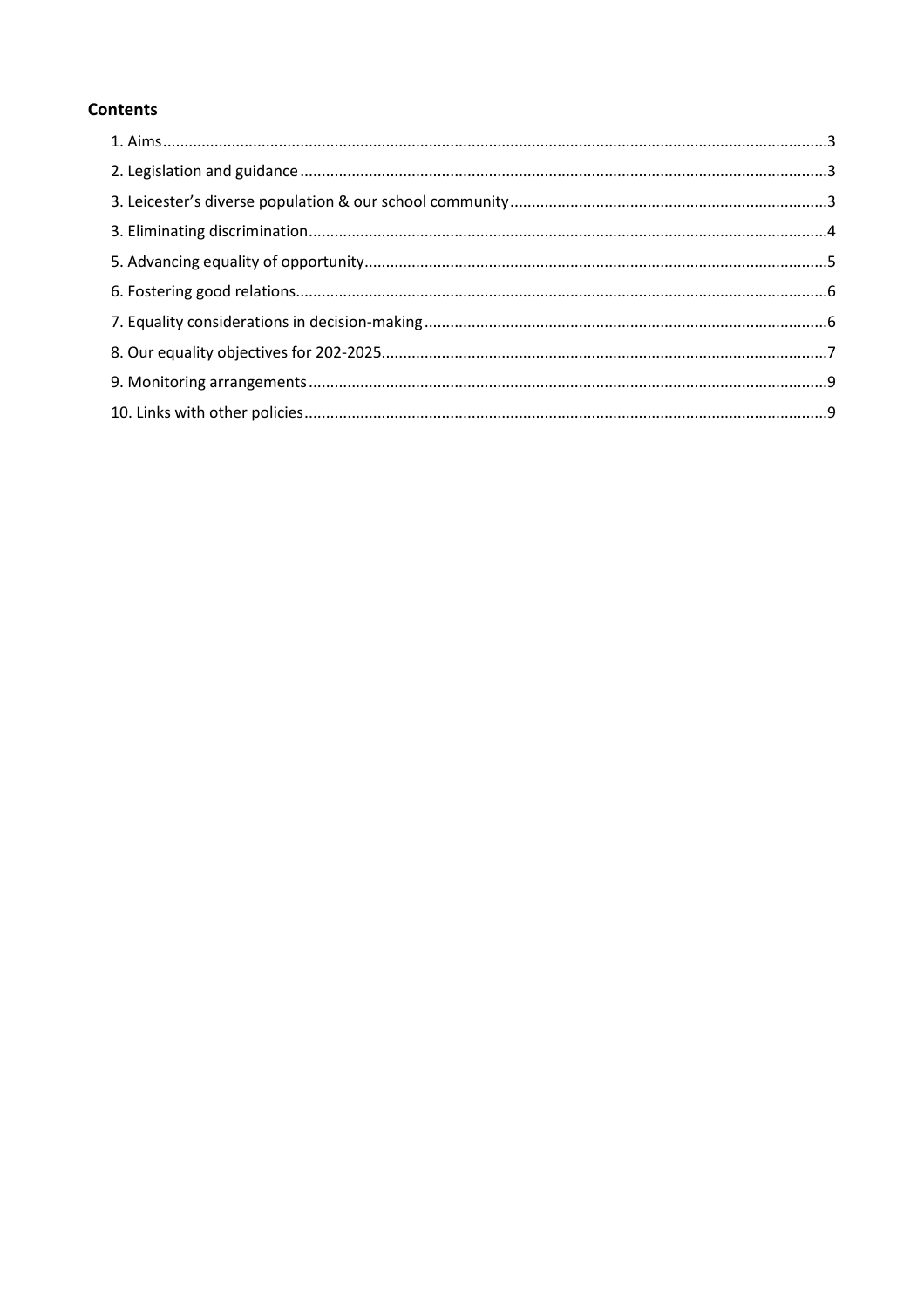## Contents

1. Aims.....3
2. Legislation and guidance.....3
3. Leicester's diverse population & our school community.....3
3. Eliminating discrimination.....4
5. Advancing equality of opportunity.....5
6. Fostering good relations.....6
7. Equality considerations in decision-making.....6
8. Our equality objectives for 202-2025.....7
9. Monitoring arrangements.....9
10. Links with other policies.....9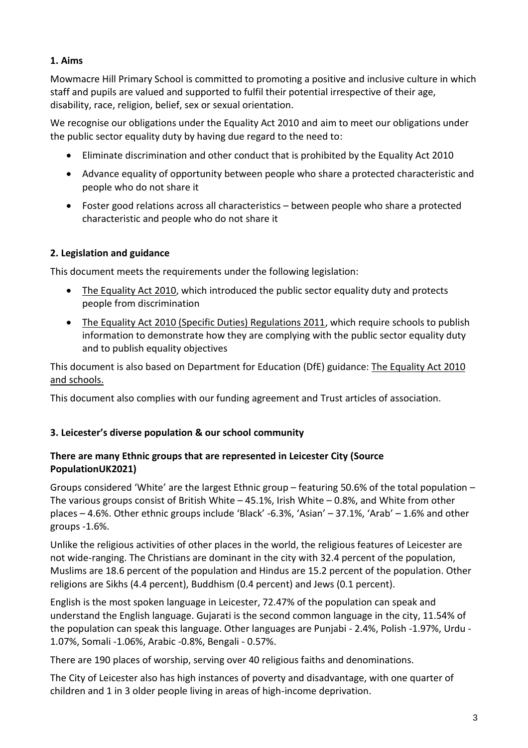## 1. Aims

Mowmacre Hill Primary School is committed to promoting a positive and inclusive culture in which staff and pupils are valued and supported to fulfil their potential irrespective of their age, disability, race, religion, belief, sex or sexual orientation.

We recognise our obligations under the Equality Act 2010 and aim to meet our obligations under the public sector equality duty by having due regard to the need to:

- Eliminate discrimination and other conduct that is prohibited by the Equality Act 2010
- Advance equality of opportunity between people who share a protected characteristic and people who do not share it
- Foster good relations across all characteristics – between people who share a protected characteristic and people who do not share it

## 2. Legislation and guidance

This document meets the requirements under the following legislation:

- The Equality Act 2010, which introduced the public sector equality duty and protects people from discrimination
- The Equality Act 2010 (Specific Duties) Regulations 2011, which require schools to publish information to demonstrate how they are complying with the public sector equality duty and to publish equality objectives

This document is also based on Department for Education (DfE) guidance: The Equality Act 2010 and schools.

This document also complies with our funding agreement and Trust articles of association.

## 3. Leicester's diverse population & our school community

### There are many Ethnic groups that are represented in Leicester City (Source PopulationUK2021)

Groups considered 'White' are the largest Ethnic group – featuring 50.6% of the total population – The various groups consist of British White – 45.1%, Irish White – 0.8%, and White from other places – 4.6%. Other ethnic groups include 'Black' -6.3%, 'Asian' – 37.1%, 'Arab' – 1.6% and other groups -1.6%.

Unlike the religious activities of other places in the world, the religious features of Leicester are not wide-ranging. The Christians are dominant in the city with 32.4 percent of the population, Muslims are 18.6 percent of the population and Hindus are 15.2 percent of the population. Other religions are Sikhs (4.4 percent), Buddhism (0.4 percent) and Jews (0.1 percent).

English is the most spoken language in Leicester, 72.47% of the population can speak and understand the English language. Gujarati is the second common language in the city, 11.54% of the population can speak this language. Other languages are Punjabi - 2.4%, Polish -1.97%, Urdu - 1.07%, Somali -1.06%, Arabic -0.8%, Bengali - 0.57%.

There are 190 places of worship, serving over 40 religious faiths and denominations.

The City of Leicester also has high instances of poverty and disadvantage, with one quarter of children and 1 in 3 older people living in areas of high-income deprivation.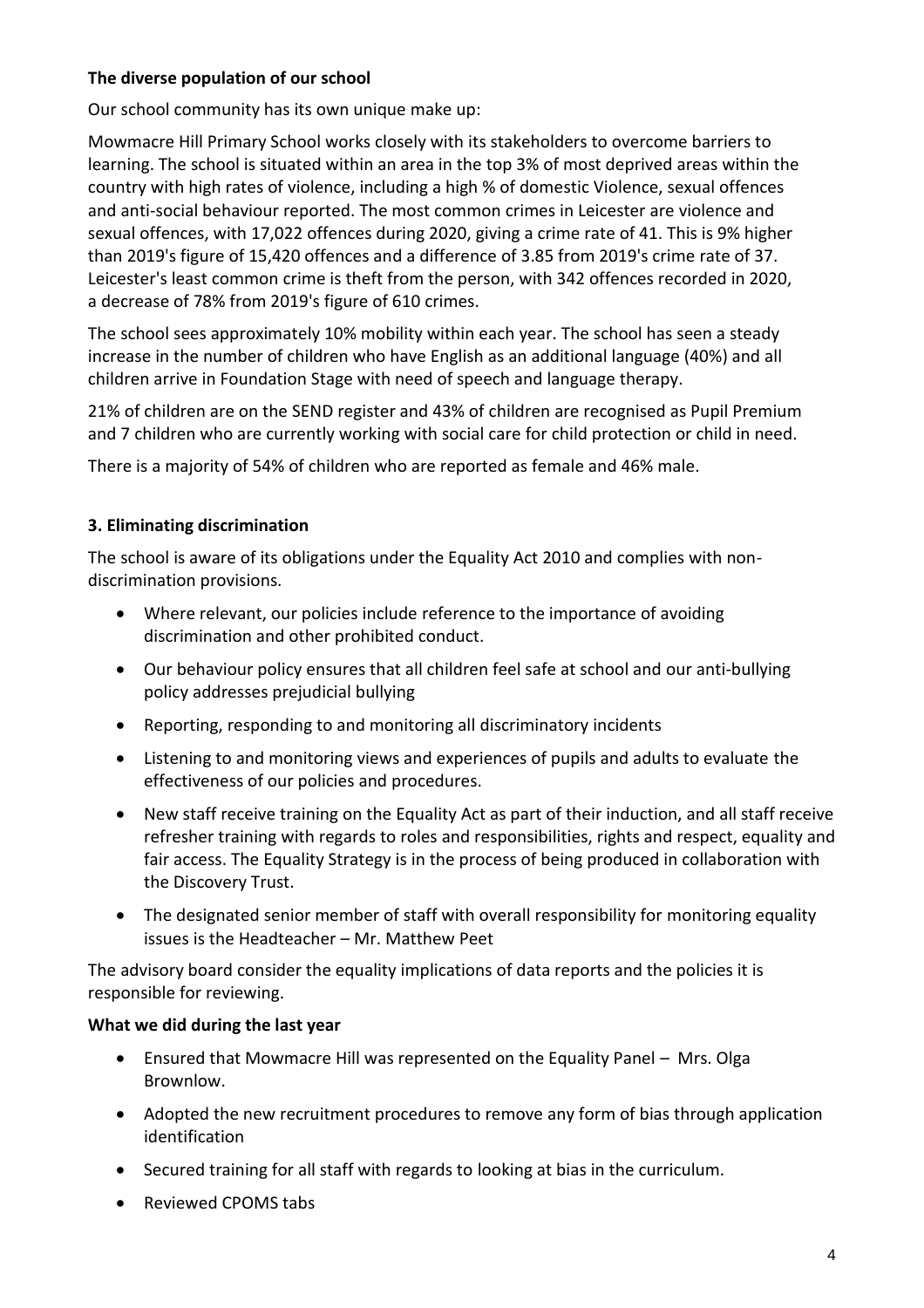**The diverse population of our school**

Our school community has its own unique make up:

Mowmacre Hill Primary School works closely with its stakeholders to overcome barriers to learning. The school is situated within an area in the top 3% of most deprived areas within the country with high rates of violence, including a high % of domestic Violence, sexual offences and anti-social behaviour reported. The most common crimes in Leicester are violence and sexual offences, with 17,022 offences during 2020, giving a crime rate of 41. This is 9% higher than 2019's figure of 15,420 offences and a difference of 3.85 from 2019's crime rate of 37. Leicester's least common crime is theft from the person, with 342 offences recorded in 2020, a decrease of 78% from 2019's figure of 610 crimes.

The school sees approximately 10% mobility within each year. The school has seen a steady increase in the number of children who have English as an additional language (40%) and all children arrive in Foundation Stage with need of speech and language therapy.

21% of children are on the SEND register and 43% of children are recognised as Pupil Premium and 7 children who are currently working with social care for child protection or child in need.

There is a majority of 54% of children who are reported as female and 46% male.

## 3. Eliminating discrimination

The school is aware of its obligations under the Equality Act 2010 and complies with non-discrimination provisions.

- Where relevant, our policies include reference to the importance of avoiding discrimination and other prohibited conduct.
- Our behaviour policy ensures that all children feel safe at school and our anti-bullying policy addresses prejudicial bullying
- Reporting, responding to and monitoring all discriminatory incidents
- Listening to and monitoring views and experiences of pupils and adults to evaluate the effectiveness of our policies and procedures.
- New staff receive training on the Equality Act as part of their induction, and all staff receive refresher training with regards to roles and responsibilities, rights and respect, equality and fair access. The Equality Strategy is in the process of being produced in collaboration with the Discovery Trust.
- The designated senior member of staff with overall responsibility for monitoring equality issues is the Headteacher – Mr. Matthew Peet

The advisory board consider the equality implications of data reports and the policies it is responsible for reviewing.

**What we did during the last year**

- Ensured that Mowmacre Hill was represented on the Equality Panel – Mrs. Olga Brownlow.
- Adopted the new recruitment procedures to remove any form of bias through application identification
- Secured training for all staff with regards to looking at bias in the curriculum.
- Reviewed CPOMS tabs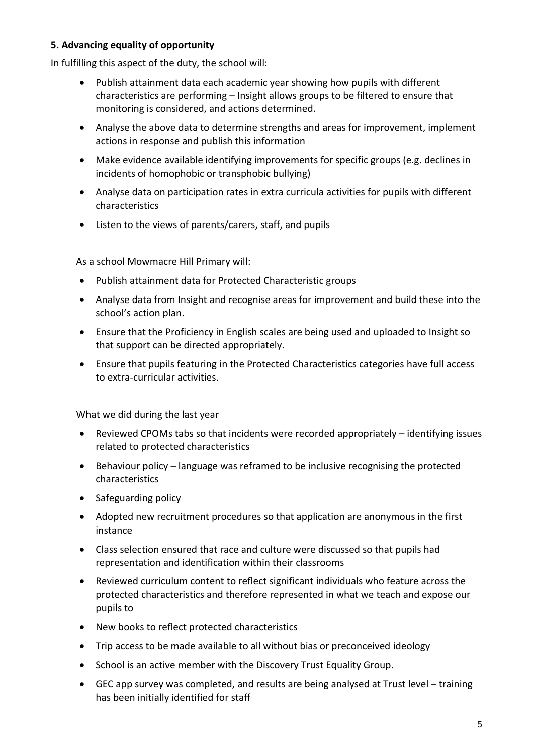**5. Advancing equality of opportunity**

In fulfilling this aspect of the duty, the school will:

- Publish attainment data each academic year showing how pupils with different characteristics are performing – Insight allows groups to be filtered to ensure that monitoring is considered, and actions determined.
- Analyse the above data to determine strengths and areas for improvement, implement actions in response and publish this information
- Make evidence available identifying improvements for specific groups (e.g. declines in incidents of homophobic or transphobic bullying)
- Analyse data on participation rates in extra curricula activities for pupils with different characteristics
- Listen to the views of parents/carers, staff, and pupils

As a school Mowmacre Hill Primary will:

- Publish attainment data for Protected Characteristic groups
- Analyse data from Insight and recognise areas for improvement and build these into the school's action plan.
- Ensure that the Proficiency in English scales are being used and uploaded to Insight so that support can be directed appropriately.
- Ensure that pupils featuring in the Protected Characteristics categories have full access to extra-curricular activities.

What we did during the last year

- Reviewed CPOMs tabs so that incidents were recorded appropriately – identifying issues related to protected characteristics
- Behaviour policy – language was reframed to be inclusive recognising the protected characteristics
- Safeguarding policy
- Adopted new recruitment procedures so that application are anonymous in the first instance
- Class selection ensured that race and culture were discussed so that pupils had representation and identification within their classrooms
- Reviewed curriculum content to reflect significant individuals who feature across the protected characteristics and therefore represented in what we teach and expose our pupils to
- New books to reflect protected characteristics
- Trip access to be made available to all without bias or preconceived ideology
- School is an active member with the Discovery Trust Equality Group.
- GEC app survey was completed, and results are being analysed at Trust level – training has been initially identified for staff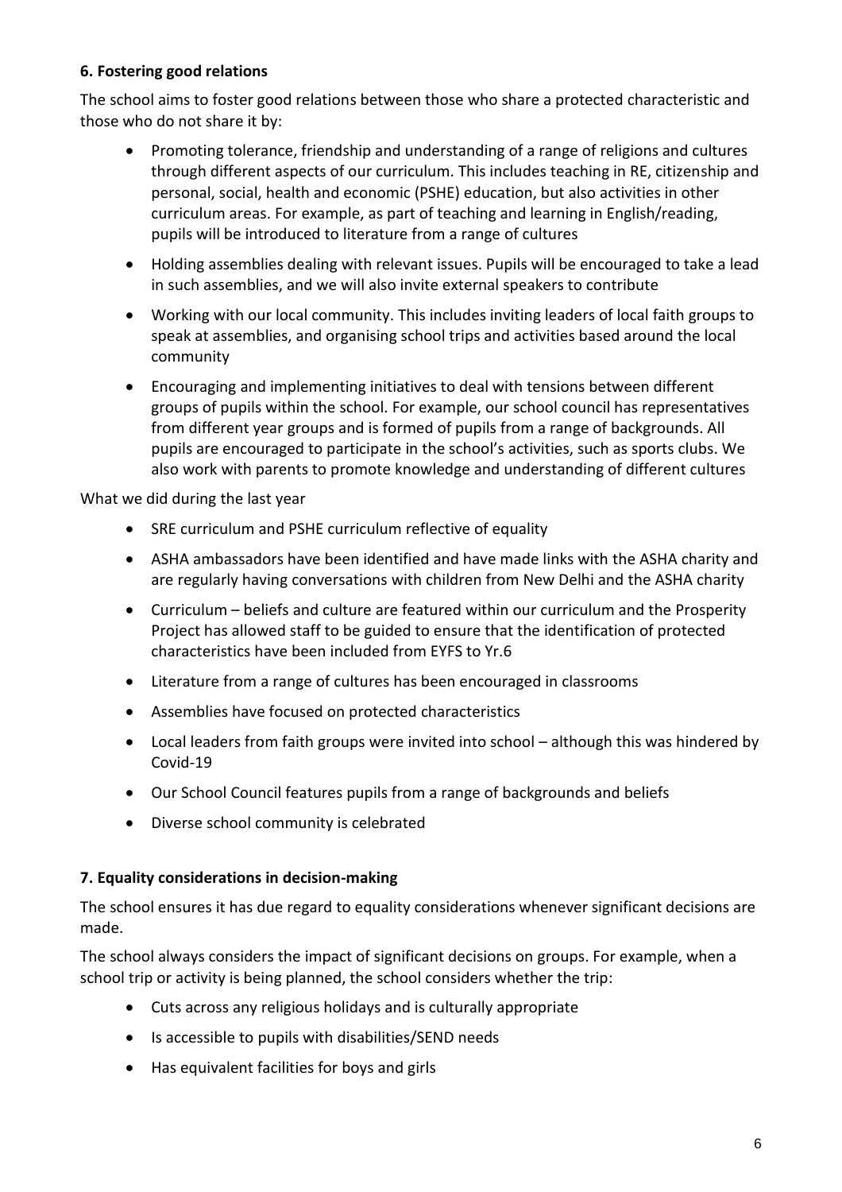### 6. Fostering good relations

The school aims to foster good relations between those who share a protected characteristic and those who do not share it by:

- Promoting tolerance, friendship and understanding of a range of religions and cultures through different aspects of our curriculum. This includes teaching in RE, citizenship and personal, social, health and economic (PSHE) education, but also activities in other curriculum areas. For example, as part of teaching and learning in English/reading, pupils will be introduced to literature from a range of cultures
- Holding assemblies dealing with relevant issues. Pupils will be encouraged to take a lead in such assemblies, and we will also invite external speakers to contribute
- Working with our local community. This includes inviting leaders of local faith groups to speak at assemblies, and organising school trips and activities based around the local community
- Encouraging and implementing initiatives to deal with tensions between different groups of pupils within the school. For example, our school council has representatives from different year groups and is formed of pupils from a range of backgrounds. All pupils are encouraged to participate in the school's activities, such as sports clubs. We also work with parents to promote knowledge and understanding of different cultures

What we did during the last year

- SRE curriculum and PSHE curriculum reflective of equality
- ASHA ambassadors have been identified and have made links with the ASHA charity and are regularly having conversations with children from New Delhi and the ASHA charity
- Curriculum – beliefs and culture are featured within our curriculum and the Prosperity Project has allowed staff to be guided to ensure that the identification of protected characteristics have been included from EYFS to Yr.6
- Literature from a range of cultures has been encouraged in classrooms
- Assemblies have focused on protected characteristics
- Local leaders from faith groups were invited into school – although this was hindered by Covid-19
- Our School Council features pupils from a range of backgrounds and beliefs
- Diverse school community is celebrated

### 7. Equality considerations in decision-making

The school ensures it has due regard to equality considerations whenever significant decisions are made.

The school always considers the impact of significant decisions on groups. For example, when a school trip or activity is being planned, the school considers whether the trip:

- Cuts across any religious holidays and is culturally appropriate
- Is accessible to pupils with disabilities/SEND needs
- Has equivalent facilities for boys and girls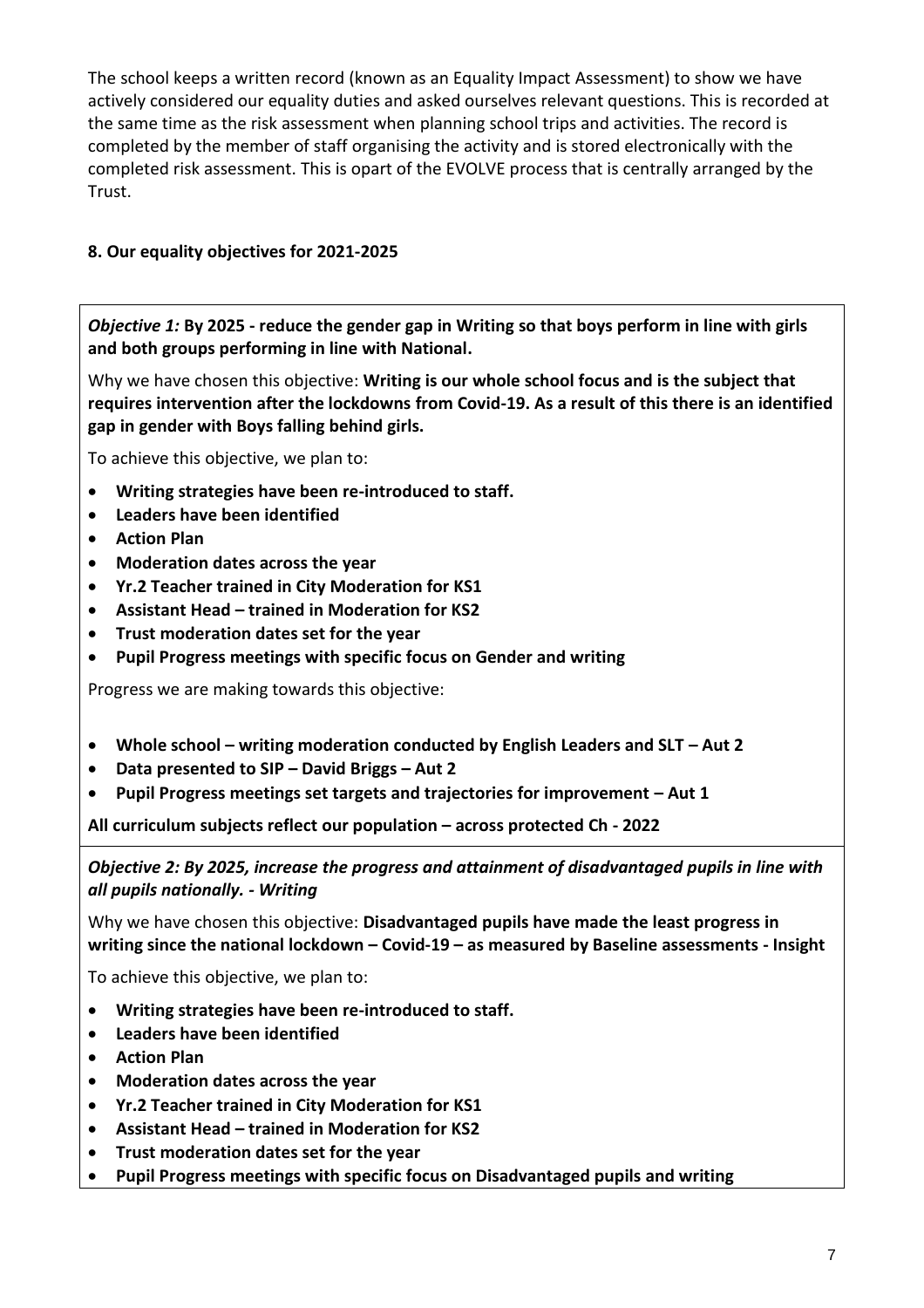The school keeps a written record (known as an Equality Impact Assessment) to show we have actively considered our equality duties and asked ourselves relevant questions. This is recorded at the same time as the risk assessment when planning school trips and activities. The record is completed by the member of staff organising the activity and is stored electronically with the completed risk assessment. This is opart of the EVOLVE process that is centrally arranged by the Trust.

## 8. Our equality objectives for 2021-2025

***Objective 1:*** **By 2025 - reduce the gender gap in Writing so that boys perform in line with girls and both groups performing in line with National.**

Why we have chosen this objective: **Writing is our whole school focus and is the subject that requires intervention after the lockdowns from Covid-19. As a result of this there is an identified gap in gender with Boys falling behind girls.**

To achieve this objective, we plan to:

- **Writing strategies have been re-introduced to staff.**
- **Leaders have been identified**
- **Action Plan**
- **Moderation dates across the year**
- **Yr.2 Teacher trained in City Moderation for KS1**
- **Assistant Head – trained in Moderation for KS2**
- **Trust moderation dates set for the year**
- **Pupil Progress meetings with specific focus on Gender and writing**

Progress we are making towards this objective:

- **Whole school – writing moderation conducted by English Leaders and SLT – Aut 2**
- **Data presented to SIP – David Briggs – Aut 2**
- **Pupil Progress meetings set targets and trajectories for improvement – Aut 1**

**All curriculum subjects reflect our population – across protected Ch - 2022**

***Objective 2: By 2025, increase the progress and attainment of disadvantaged pupils in line with all pupils nationally. - Writing***

Why we have chosen this objective: **Disadvantaged pupils have made the least progress in writing since the national lockdown – Covid-19 – as measured by Baseline assessments - Insight**

To achieve this objective, we plan to:

- **Writing strategies have been re-introduced to staff.**
- **Leaders have been identified**
- **Action Plan**
- **Moderation dates across the year**
- **Yr.2 Teacher trained in City Moderation for KS1**
- **Assistant Head – trained in Moderation for KS2**
- **Trust moderation dates set for the year**
- **Pupil Progress meetings with specific focus on Disadvantaged pupils and writing**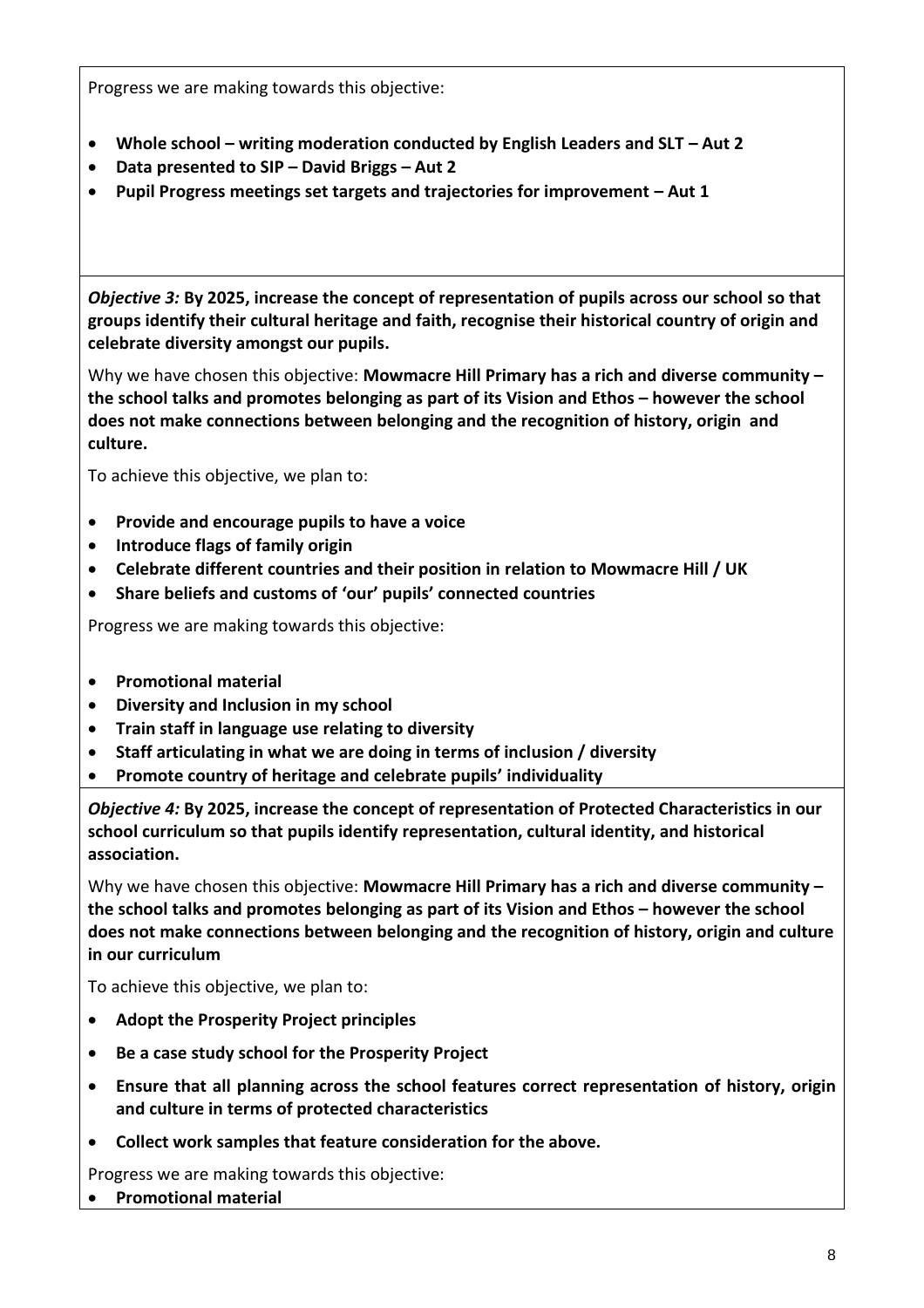Progress we are making towards this objective:

- **Whole school – writing moderation conducted by English Leaders and SLT – Aut 2**
- **Data presented to SIP – David Briggs – Aut 2**
- **Pupil Progress meetings set targets and trajectories for improvement – Aut 1**

*Objective 3:* **By 2025, increase the concept of representation of pupils across our school so that groups identify their cultural heritage and faith, recognise their historical country of origin and celebrate diversity amongst our pupils.**

Why we have chosen this objective: **Mowmacre Hill Primary has a rich and diverse community – the school talks and promotes belonging as part of its Vision and Ethos – however the school does not make connections between belonging and the recognition of history, origin and culture.**

To achieve this objective, we plan to:

- **Provide and encourage pupils to have a voice**
- **Introduce flags of family origin**
- **Celebrate different countries and their position in relation to Mowmacre Hill / UK**
- **Share beliefs and customs of 'our' pupils' connected countries**

Progress we are making towards this objective:

- **Promotional material**
- **Diversity and Inclusion in my school**
- **Train staff in language use relating to diversity**
- **Staff articulating in what we are doing in terms of inclusion / diversity**
- **Promote country of heritage and celebrate pupils' individuality**

*Objective 4:* **By 2025, increase the concept of representation of Protected Characteristics in our school curriculum so that pupils identify representation, cultural identity, and historical association.**

Why we have chosen this objective: **Mowmacre Hill Primary has a rich and diverse community – the school talks and promotes belonging as part of its Vision and Ethos – however the school does not make connections between belonging and the recognition of history, origin and culture in our curriculum**

To achieve this objective, we plan to:

- **Adopt the Prosperity Project principles**
- **Be a case study school for the Prosperity Project**
- **Ensure that all planning across the school features correct representation of history, origin and culture in terms of protected characteristics**
- **Collect work samples that feature consideration for the above.**

Progress we are making towards this objective:

- **Promotional material**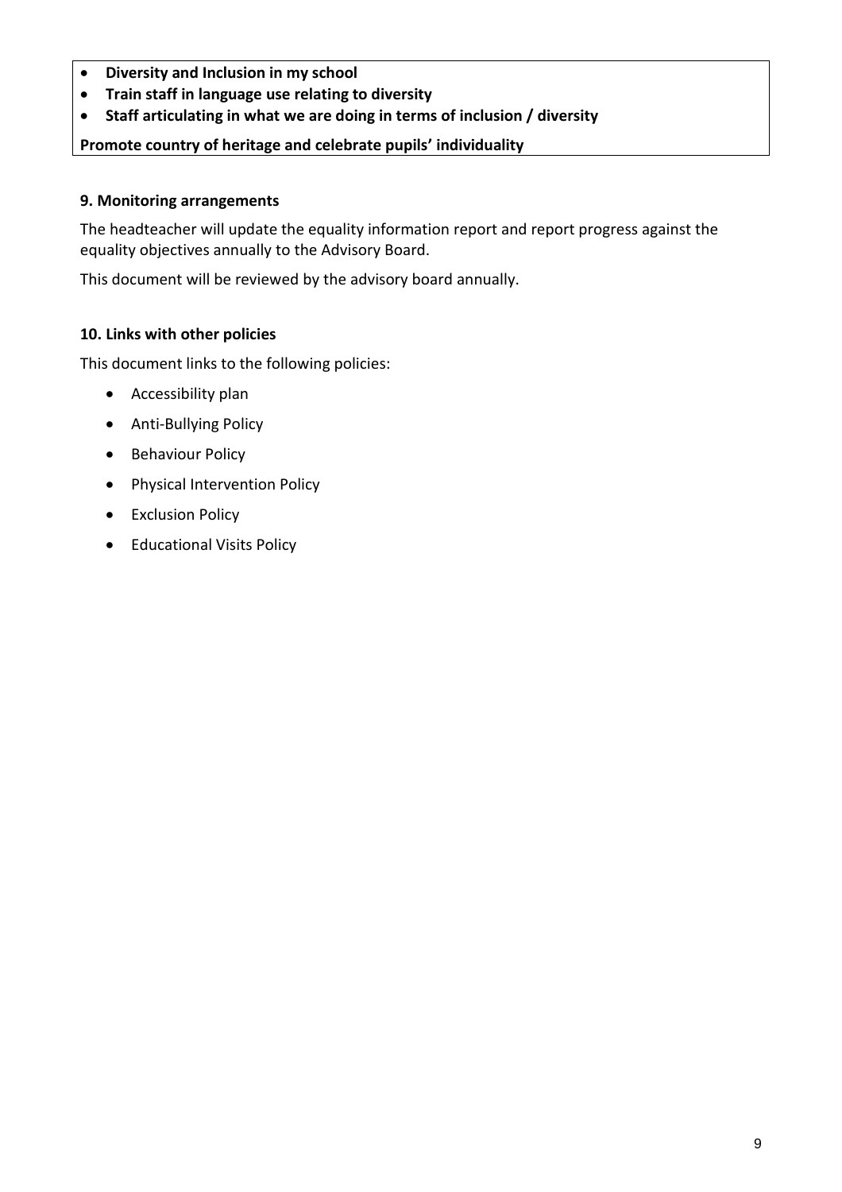- **Diversity and Inclusion in my school**
- **Train staff in language use relating to diversity**
- **Staff articulating in what we are doing in terms of inclusion / diversity**

**Promote country of heritage and celebrate pupils' individuality**

### 9. Monitoring arrangements

The headteacher will update the equality information report and report progress against the equality objectives annually to the Advisory Board.

This document will be reviewed by the advisory board annually.

### 10. Links with other policies

This document links to the following policies:

- Accessibility plan
- Anti-Bullying Policy
- Behaviour Policy
- Physical Intervention Policy
- Exclusion Policy
- Educational Visits Policy